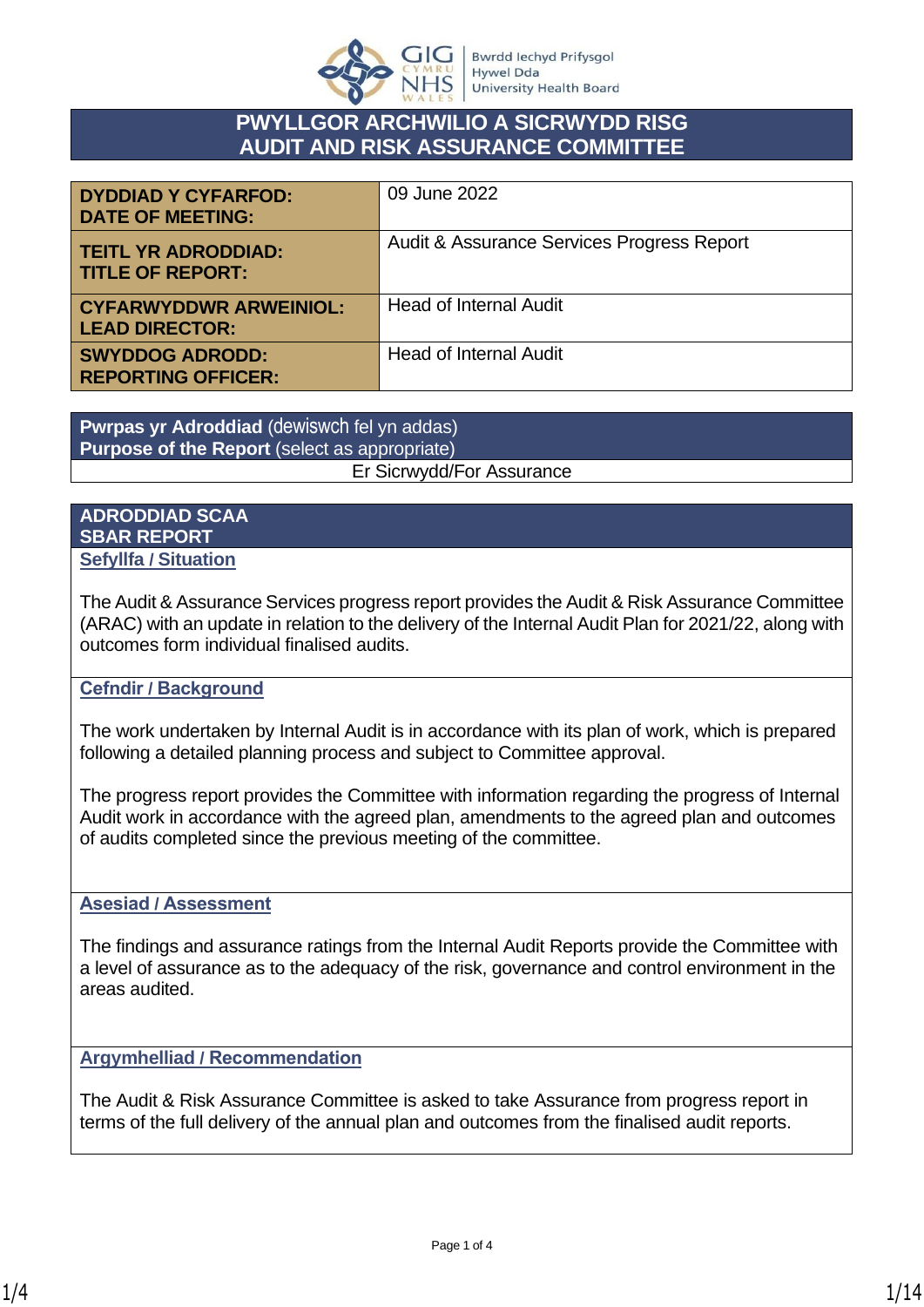# PWYLLGOR ARCHWILIO A SICRWYDD RISG
# AUDIT AND RISK ASSURANCE COMMITTEE

| | |
|---|---|
| **DYDDIAD Y CYFARFOD:**<br>**DATE OF MEETING:** | 09 June 2022 |
| **TEITL YR ADRODDIAD:**<br>**TITLE OF REPORT:** | Audit & Assurance Services Progress Report |
| **CYFARWYDDWR ARWEINIOL:**<br>**LEAD DIRECTOR:** | Head of Internal Audit |
| **SWYDDOG ADRODD:**<br>**REPORTING OFFICER:** | Head of Internal Audit |

| **Pwrpas yr Adroddiad** (dewiswch fel yn addas)<br>**Purpose of the Report** (select as appropriate) |
|---|
| Er Sicrwydd/For Assurance |

## ADRODDIAD SCAA
## SBAR REPORT

### Sefyllfa / Situation

The Audit & Assurance Services progress report provides the Audit & Risk Assurance Committee (ARAC) with an update in relation to the delivery of the Internal Audit Plan for 2021/22, along with outcomes form individual finalised audits.

### Cefndir / Background

The work undertaken by Internal Audit is in accordance with its plan of work, which is prepared following a detailed planning process and subject to Committee approval.

The progress report provides the Committee with information regarding the progress of Internal Audit work in accordance with the agreed plan, amendments to the agreed plan and outcomes of audits completed since the previous meeting of the committee.

### Asesiad / Assessment

The findings and assurance ratings from the Internal Audit Reports provide the Committee with a level of assurance as to the adequacy of the risk, governance and control environment in the areas audited.

### Argymhelliad / Recommendation

The Audit & Risk Assurance Committee is asked to take Assurance from progress report in terms of the full delivery of the annual plan and outcomes from the finalised audit reports.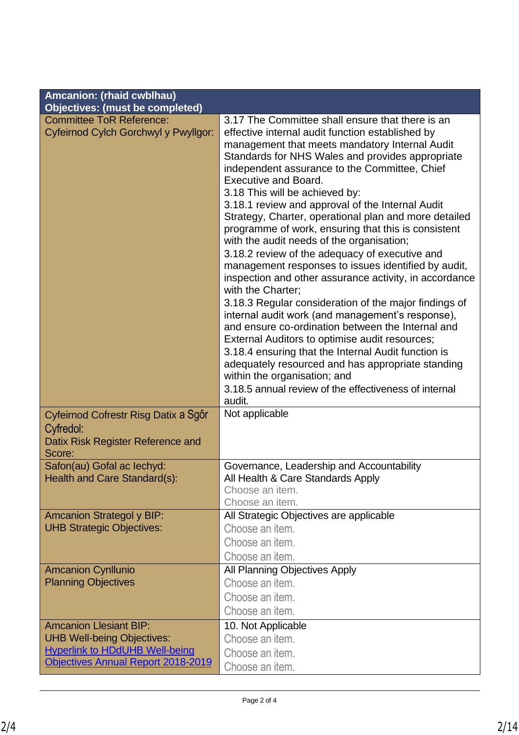| **Amcanion: (rhaid cwblhau)**<br>**Objectives: (must be completed)** | |
|---|---|
| Committee ToR Reference:<br>Cyfeirnod Cylch Gorchwyl y Pwyllgor: | 3.17 The Committee shall ensure that there is an effective internal audit function established by management that meets mandatory Internal Audit Standards for NHS Wales and provides appropriate independent assurance to the Committee, Chief Executive and Board.<br>3.18 This will be achieved by:<br>3.18.1 review and approval of the Internal Audit Strategy, Charter, operational plan and more detailed programme of work, ensuring that this is consistent with the audit needs of the organisation;<br>3.18.2 review of the adequacy of executive and management responses to issues identified by audit, inspection and other assurance activity, in accordance with the Charter;<br>3.18.3 Regular consideration of the major findings of internal audit work (and management's response), and ensure co-ordination between the Internal and External Auditors to optimise audit resources;<br>3.18.4 ensuring that the Internal Audit function is adequately resourced and has appropriate standing within the organisation; and<br>3.18.5 annual review of the effectiveness of internal audit. |
| Cyfeirnod Cofrestr Risg Datix a Sgôr Cyfredol:<br>Datix Risk Register Reference and Score: | Not applicable |
| Safon(au) Gofal ac Iechyd:<br>Health and Care Standard(s): | Governance, Leadership and Accountability<br>All Health & Care Standards Apply<br>Choose an item.<br>Choose an item. |
| Amcanion Strategol y BIP:<br>UHB Strategic Objectives: | All Strategic Objectives are applicable<br>Choose an item.<br>Choose an item.<br>Choose an item. |
| Amcanion Cynllunio<br>Planning Objectives | All Planning Objectives Apply<br>Choose an item.<br>Choose an item.<br>Choose an item. |
| Amcanion Llesiant BIP:<br>UHB Well-being Objectives:<br>Hyperlink to HDdUHB Well-being Objectives Annual Report 2018-2019 | 10. Not Applicable<br>Choose an item.<br>Choose an item.<br>Choose an item. |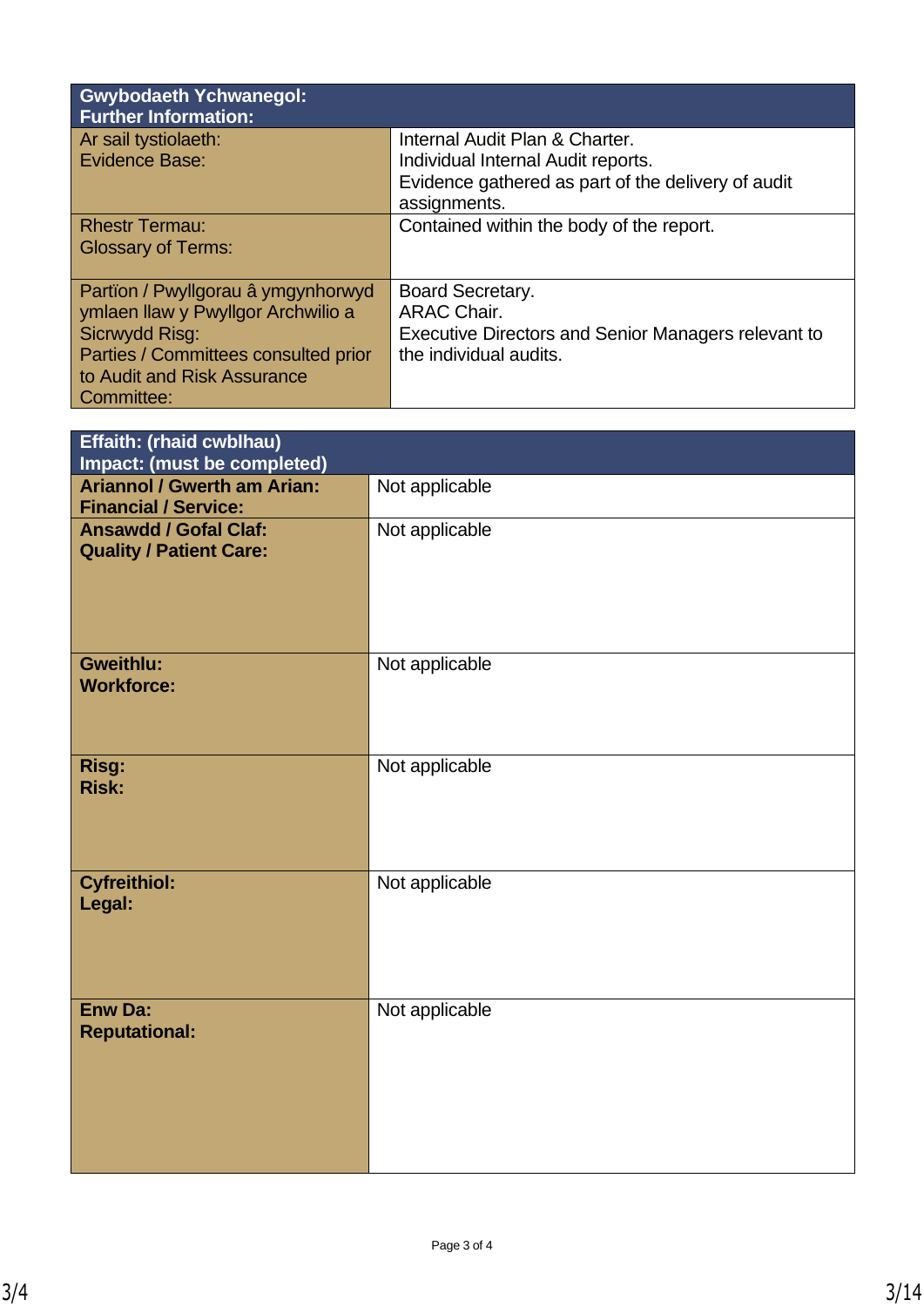| Gwybodaeth Ychwanegol: Further Information: | |
|---|---|
| Ar sail tystiolaeth: Evidence Base: | Internal Audit Plan & Charter. Individual Internal Audit reports. Evidence gathered as part of the delivery of audit assignments. |
| Rhestr Termau: Glossary of Terms: | Contained within the body of the report. |
| Partïon / Pwyllgorau â ymgynhorwyd ymlaen llaw y Pwyllgor Archwilio a Sicrwydd Risg: Parties / Committees consulted prior to Audit and Risk Assurance Committee: | Board Secretary. ARAC Chair. Executive Directors and Senior Managers relevant to the individual audits. |

| **Effaith: (rhaid cwblhau) Impact: (must be completed)** | |
|---|---|
| **Ariannol / Gwerth am Arian: Financial / Service:** | Not applicable |
| **Ansawdd / Gofal Claf: Quality / Patient Care:** | Not applicable |
| **Gweithlu: Workforce:** | Not applicable |
| **Risg: Risk:** | Not applicable |
| **Cyfreithiol: Legal:** | Not applicable |
| **Enw Da: Reputational:** | Not applicable |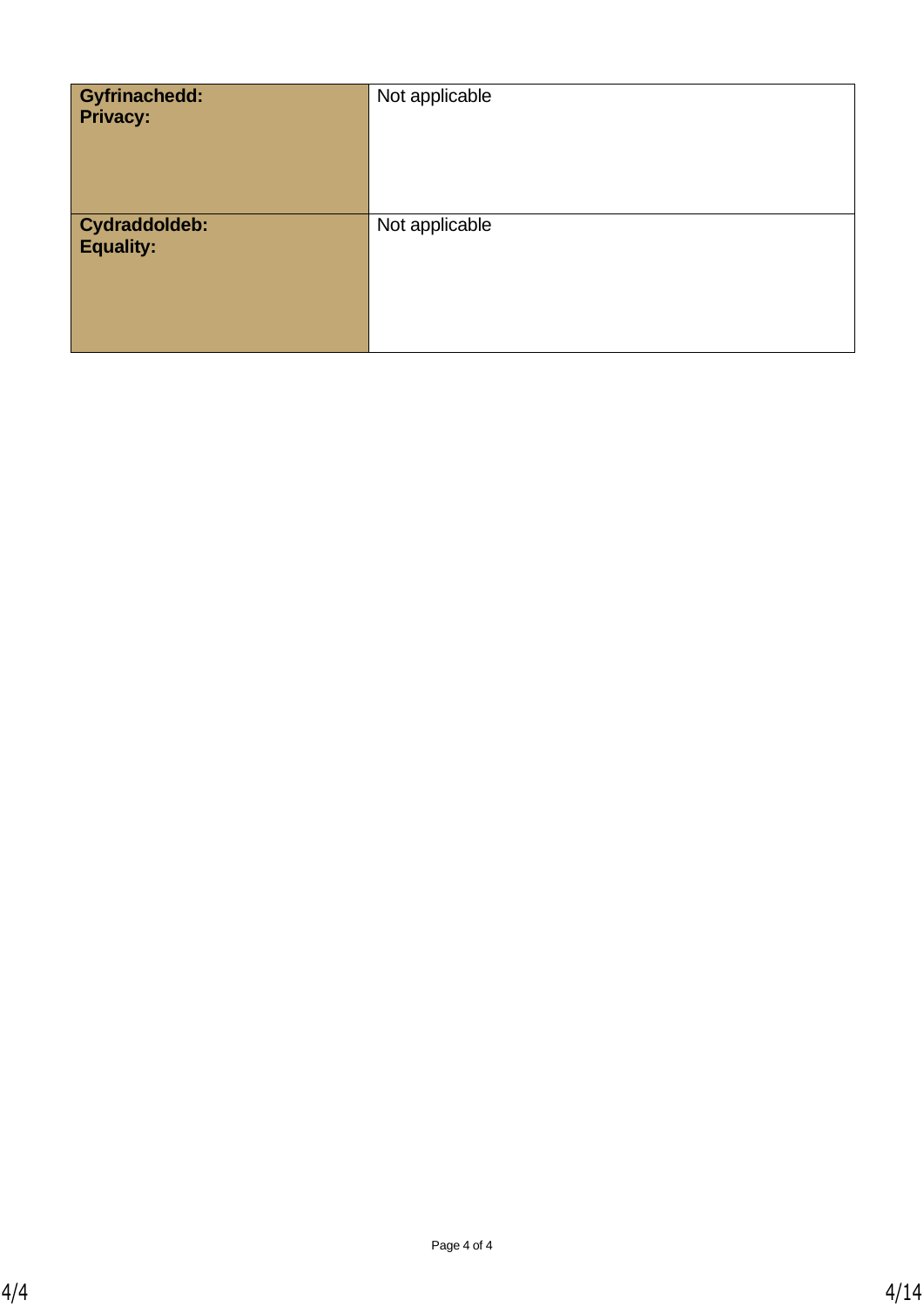| Gyfrinachedd:<br>Privacy: | Not applicable |
|---|---|
| **Cydraddoldeb:**<br>**Equality:** | Not applicable |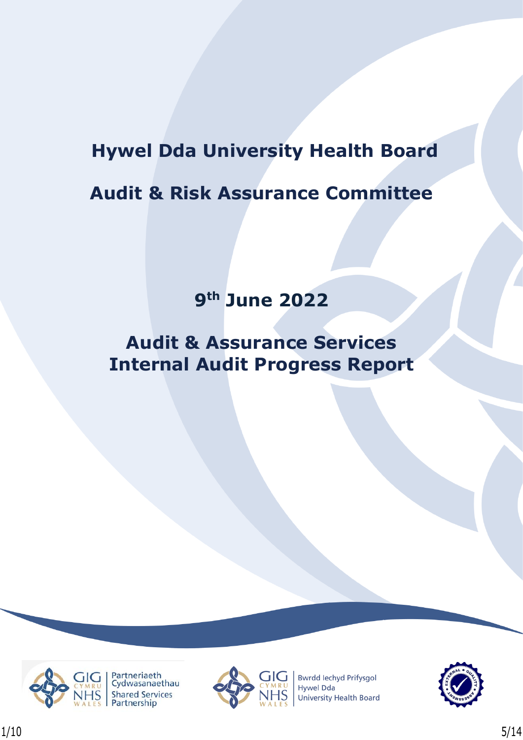# Hywel Dda University Health Board

# Audit & Risk Assurance Committee

## 9th June 2022

## Audit & Assurance Services Internal Audit Progress Report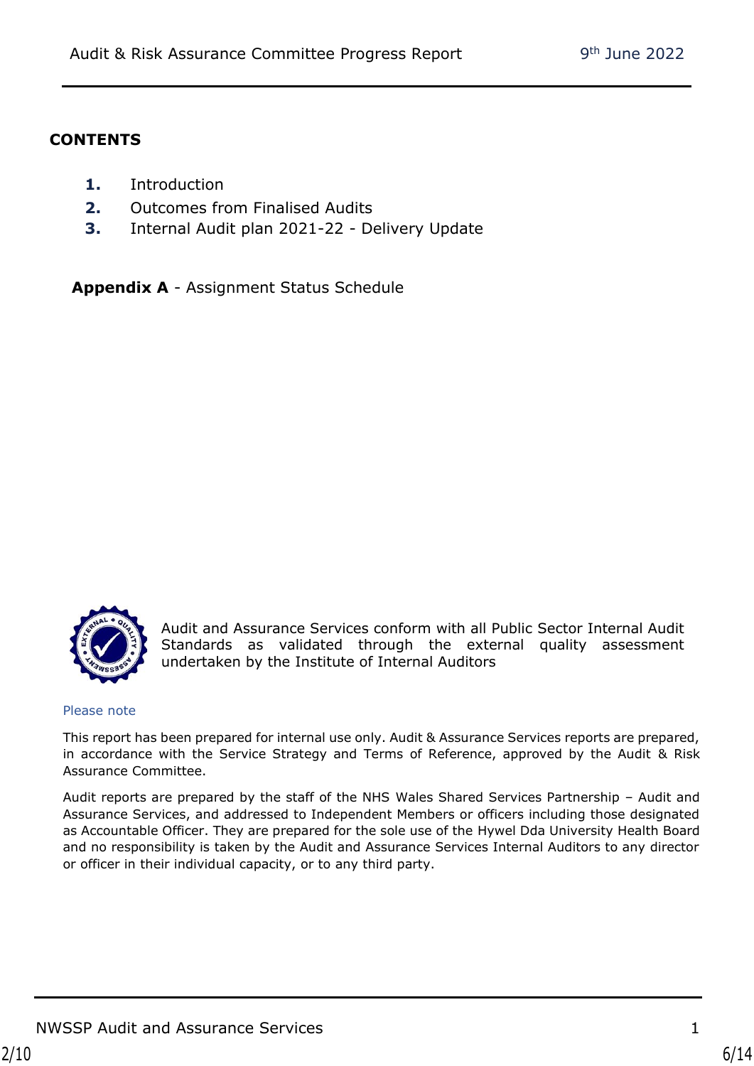## CONTENTS

1. Introduction
2. Outcomes from Finalised Audits
3. Internal Audit plan 2021-22 - Delivery Update

**Appendix A** - Assignment Status Schedule

Audit and Assurance Services conform with all Public Sector Internal Audit Standards as validated through the external quality assessment undertaken by the Institute of Internal Auditors

Please note

This report has been prepared for internal use only. Audit & Assurance Services reports are prepared, in accordance with the Service Strategy and Terms of Reference, approved by the Audit & Risk Assurance Committee.

Audit reports are prepared by the staff of the NHS Wales Shared Services Partnership – Audit and Assurance Services, and addressed to Independent Members or officers including those designated as Accountable Officer. They are prepared for the sole use of the Hywel Dda University Health Board and no responsibility is taken by the Audit and Assurance Services Internal Auditors to any director or officer in their individual capacity, or to any third party.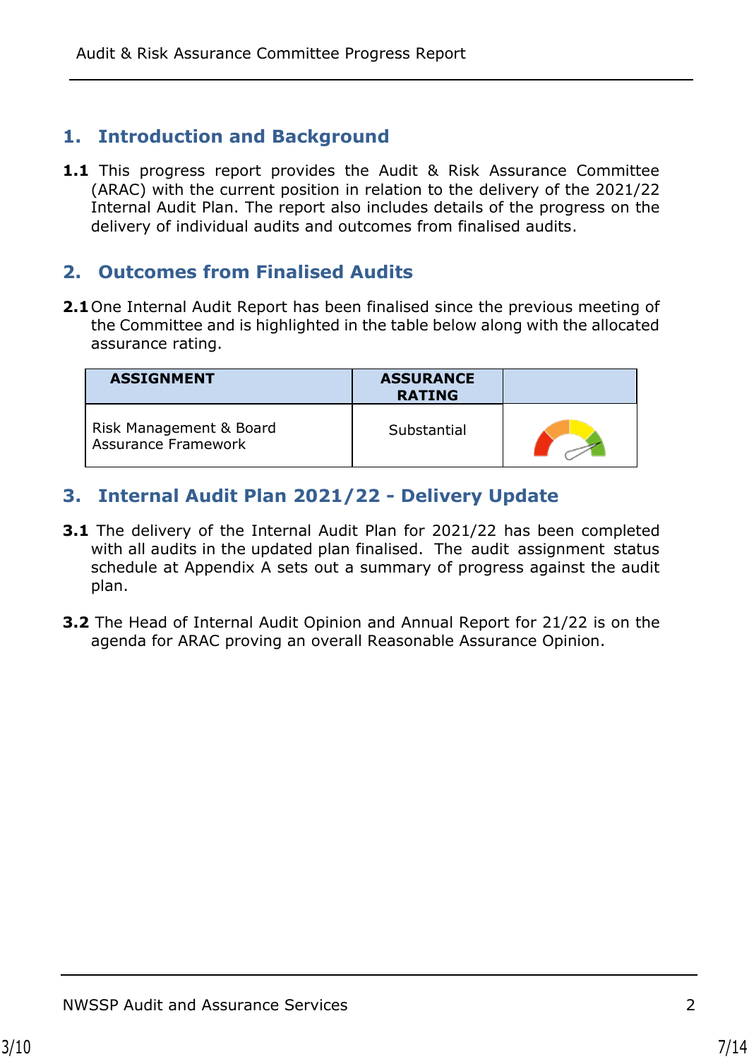## 1. Introduction and Background

**1.1** This progress report provides the Audit & Risk Assurance Committee (ARAC) with the current position in relation to the delivery of the 2021/22 Internal Audit Plan. The report also includes details of the progress on the delivery of individual audits and outcomes from finalised audits.

## 2. Outcomes from Finalised Audits

**2.1** One Internal Audit Report has been finalised since the previous meeting of the Committee and is highlighted in the table below along with the allocated assurance rating.

| ASSIGNMENT | ASSURANCE RATING | |
|---|---|---|
| Risk Management & Board Assurance Framework | Substantial | |

## 3. Internal Audit Plan 2021/22 - Delivery Update

**3.1** The delivery of the Internal Audit Plan for 2021/22 has been completed with all audits in the updated plan finalised. The audit assignment status schedule at Appendix A sets out a summary of progress against the audit plan.

**3.2** The Head of Internal Audit Opinion and Annual Report for 21/22 is on the agenda for ARAC proving an overall Reasonable Assurance Opinion.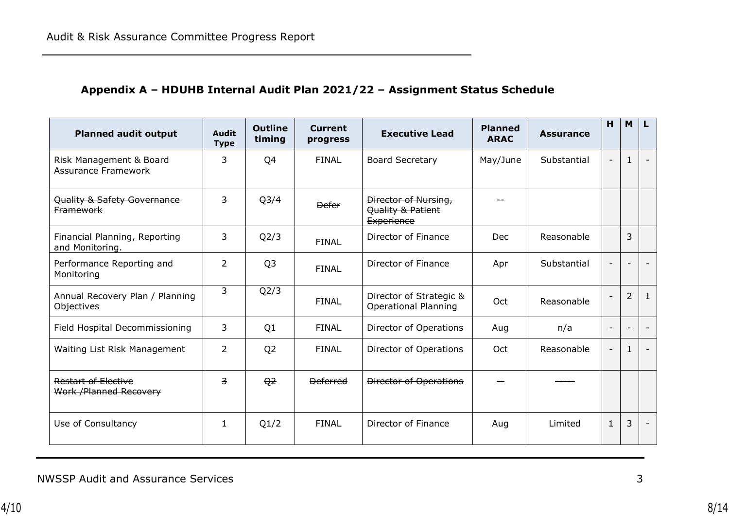## Appendix A – HDUHB Internal Audit Plan 2021/22 – Assignment Status Schedule

| Planned audit output | Audit Type | Outline timing | Current progress | Executive Lead | Planned ARAC | Assurance | H | M | L |
|---|---|---|---|---|---|---|---|---|---|
| Risk Management & Board Assurance Framework | 3 | Q4 | FINAL | Board Secretary | May/June | Substantial | - | 1 | - |
| ~~Quality & Safety Governance Framework~~ | ~~3~~ | ~~Q3/4~~ | ~~Defer~~ | ~~Director of Nursing, Quality & Patient Experience~~ | ~~--~~ | | | | |
| Financial Planning, Reporting and Monitoring. | 3 | Q2/3 | FINAL | Director of Finance | Dec | Reasonable | | 3 | |
| Performance Reporting and Monitoring | 2 | Q3 | FINAL | Director of Finance | Apr | Substantial | - | - | - |
| Annual Recovery Plan / Planning Objectives | 3 | Q2/3 | FINAL | Director of Strategic & Operational Planning | Oct | Reasonable | - | 2 | 1 |
| Field Hospital Decommissioning | 3 | Q1 | FINAL | Director of Operations | Aug | n/a | - | - | - |
| Waiting List Risk Management | 2 | Q2 | FINAL | Director of Operations | Oct | Reasonable | - | 1 | - |
| ~~Restart of Elective Work /Planned Recovery~~ | ~~3~~ | ~~Q2~~ | ~~Deferred~~ | ~~Director of Operations~~ | ~~--~~ | ~~-----~~ | | | |
| Use of Consultancy | 1 | Q1/2 | FINAL | Director of Finance | Aug | Limited | 1 | 3 | - |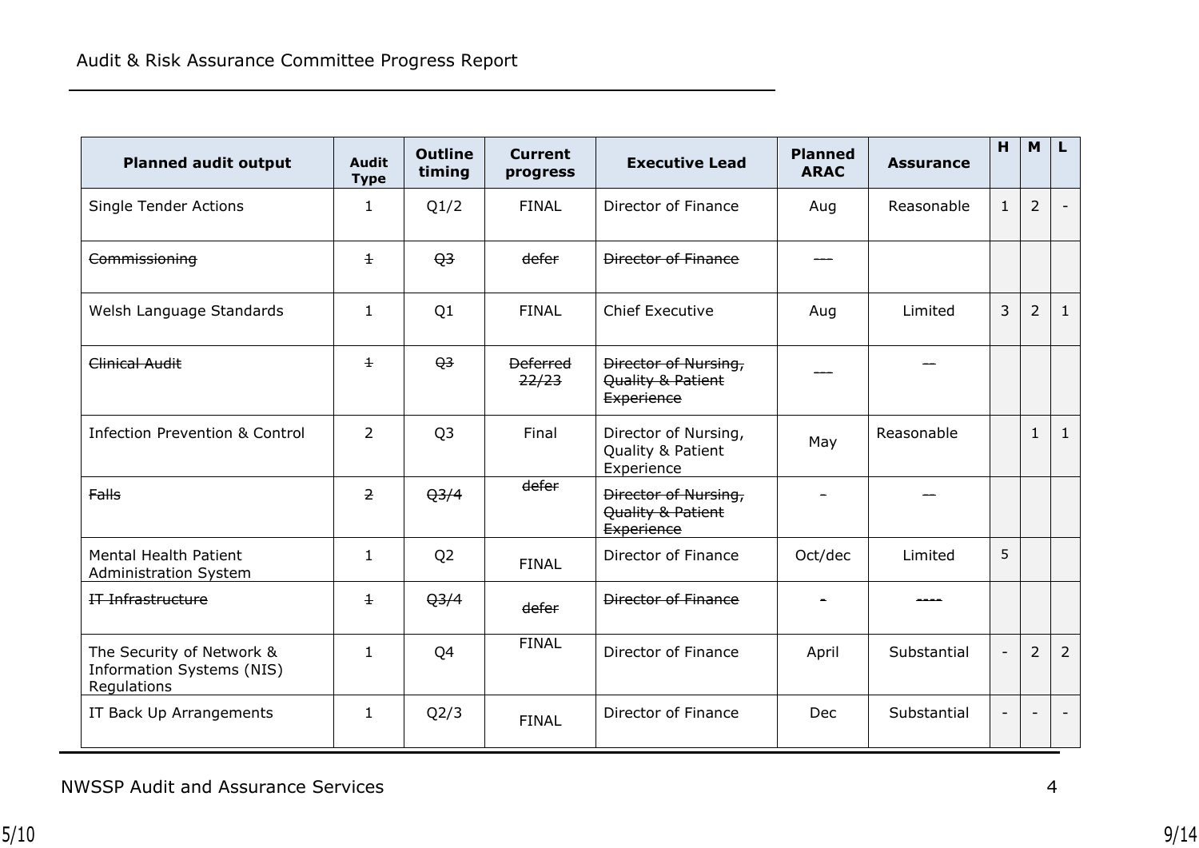| Planned audit output | Audit Type | Outline timing | Current progress | Executive Lead | Planned ARAC | Assurance | H | M | L |
|---|---|---|---|---|---|---|---|---|---|
| Single Tender Actions | 1 | Q1/2 | FINAL | Director of Finance | Aug | Reasonable | 1 | 2 | - |
| ~~Commissioning~~ | ~~1~~ | ~~Q3~~ | ~~defer~~ | ~~Director of Finance~~ | ~~---~~ | | | | |
| Welsh Language Standards | 1 | Q1 | FINAL | Chief Executive | Aug | Limited | 3 | 2 | 1 |
| ~~Clinical Audit~~ | ~~1~~ | ~~Q3~~ | ~~Deferred 22/23~~ | ~~Director of Nursing, Quality & Patient Experience~~ | ~~---~~ | ~~--~~ | | | |
| Infection Prevention & Control | 2 | Q3 | Final | Director of Nursing, Quality & Patient Experience | May | Reasonable | | 1 | 1 |
| ~~Falls~~ | ~~2~~ | ~~Q3/4~~ | ~~defer~~ | ~~Director of Nursing, Quality & Patient Experience~~ | - | ~~--~~ | | | |
| Mental Health Patient Administration System | 1 | Q2 | FINAL | Director of Finance | Oct/dec | Limited | 5 | | |
| ~~IT Infrastructure~~ | ~~1~~ | ~~Q3/4~~ | ~~defer~~ | ~~Director of Finance~~ | ~~-~~ | ~~----~~ | | | |
| The Security of Network & Information Systems (NIS) Regulations | 1 | Q4 | FINAL | Director of Finance | April | Substantial | - | 2 | 2 |
| IT Back Up Arrangements | 1 | Q2/3 | FINAL | Director of Finance | Dec | Substantial | - | - | - |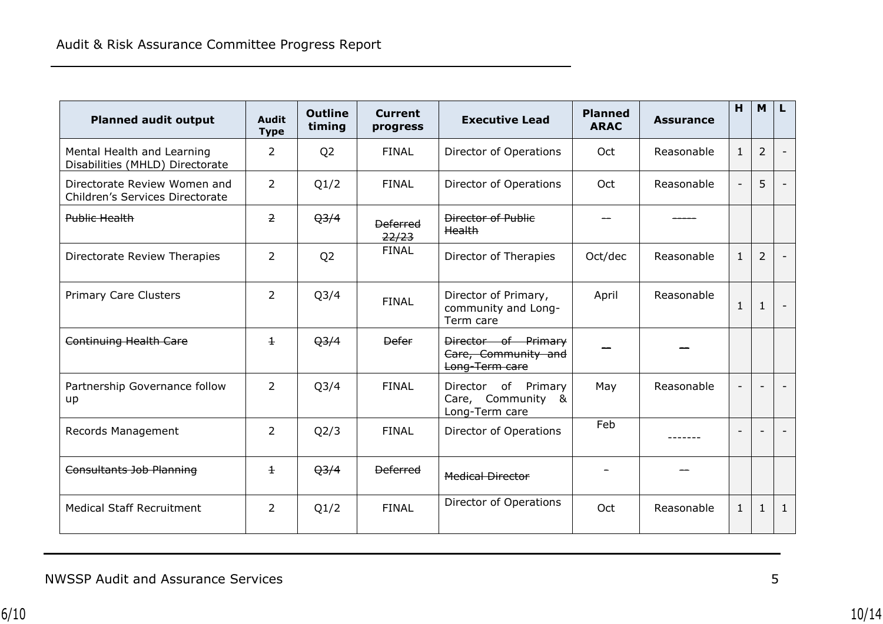| Planned audit output | Audit Type | Outline timing | Current progress | Executive Lead | Planned ARAC | Assurance | H | M | L |
|---|---|---|---|---|---|---|---|---|---|
| Mental Health and Learning Disabilities (MHLD) Directorate | 2 | Q2 | FINAL | Director of Operations | Oct | Reasonable | 1 | 2 | - |
| Directorate Review Women and Children's Services Directorate | 2 | Q1/2 | FINAL | Director of Operations | Oct | Reasonable | - | 5 | - |
| ~~Public Health~~ | ~~2~~ | ~~Q3/4~~ | ~~Deferred 22/23~~ | ~~Director of Public Health~~ | ~~--~~ | ~~-----~~ | | | |
| Directorate Review Therapies | 2 | Q2 | FINAL | Director of Therapies | Oct/dec | Reasonable | 1 | 2 | - |
| Primary Care Clusters | 2 | Q3/4 | FINAL | Director of Primary, community and Long-Term care | April | Reasonable | 1 | 1 | - |
| ~~Continuing Health Care~~ | ~~1~~ | ~~Q3/4~~ | ~~Defer~~ | ~~Director of Primary Care, Community and Long-Term care~~ | ~~–~~ | ~~–~~ | | | |
| Partnership Governance follow up | 2 | Q3/4 | FINAL | Director of Primary Care, Community & Long-Term care | May | Reasonable | - | - | - |
| Records Management | 2 | Q2/3 | FINAL | Director of Operations | Feb | ------- | - | - | - |
| ~~Consultants Job Planning~~ | ~~1~~ | ~~Q3/4~~ | ~~Deferred~~ | ~~Medical Director~~ | - | ~~--~~ | | | |
| Medical Staff Recruitment | 2 | Q1/2 | FINAL | Director of Operations | Oct | Reasonable | 1 | 1 | 1 |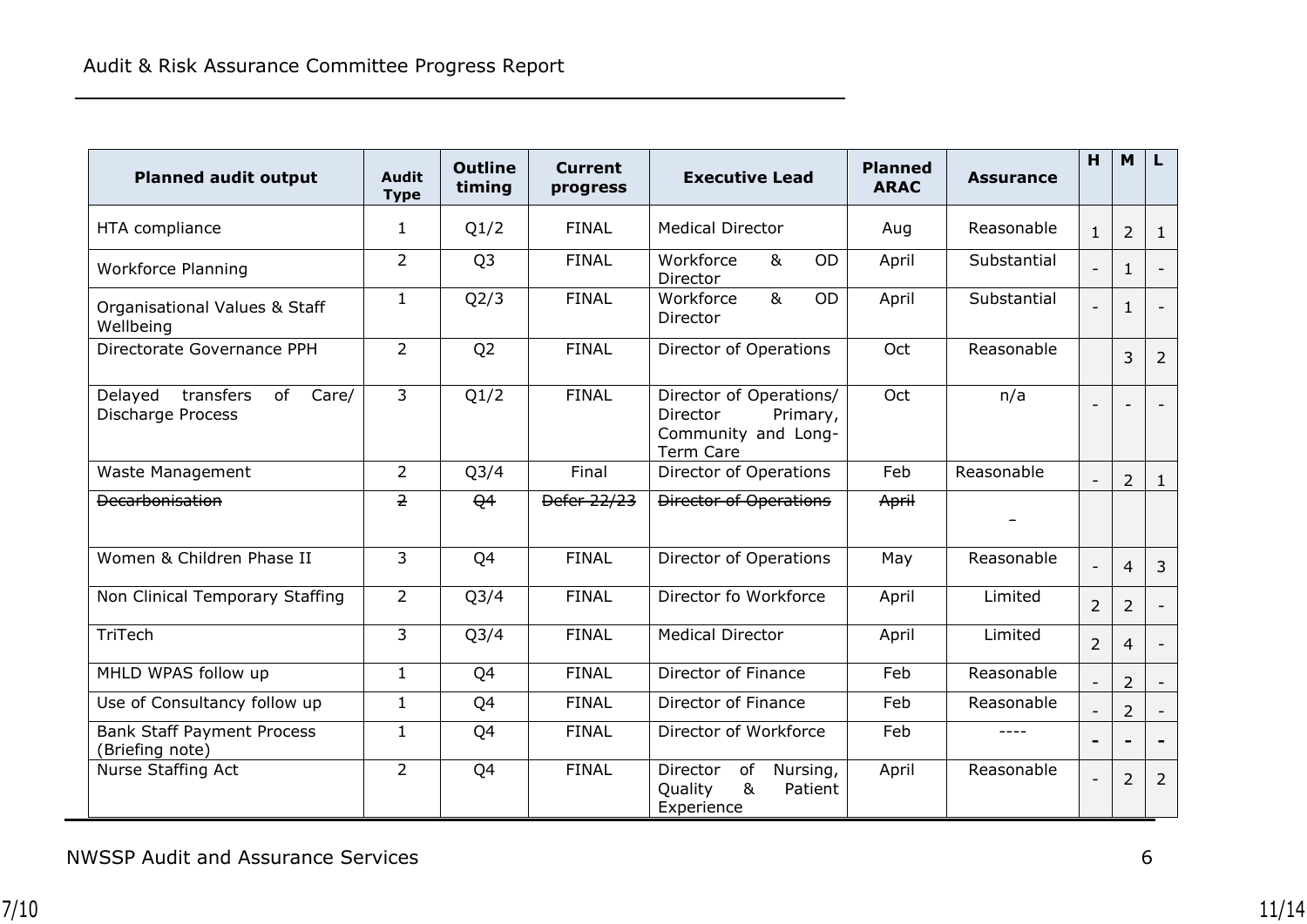| Planned audit output | Audit Type | Outline timing | Current progress | Executive Lead | Planned ARAC | Assurance | H | M | L |
|---|---|---|---|---|---|---|---|---|---|
| HTA compliance | 1 | Q1/2 | FINAL | Medical Director | Aug | Reasonable | 1 | 2 | 1 |
| Workforce Planning | 2 | Q3 | FINAL | Workforce & OD Director | April | Substantial | - | 1 | - |
| Organisational Values & Staff Wellbeing | 1 | Q2/3 | FINAL | Workforce & OD Director | April | Substantial | - | 1 | - |
| Directorate Governance PPH | 2 | Q2 | FINAL | Director of Operations | Oct | Reasonable | | 3 | 2 |
| Delayed transfers of Care/ Discharge Process | 3 | Q1/2 | FINAL | Director of Operations/ Director Primary, Community and Long-Term Care | Oct | n/a | - | - | - |
| Waste Management | 2 | Q3/4 | Final | Director of Operations | Feb | Reasonable | - | 2 | 1 |
| ~~Decarbonisation~~ | ~~2~~ | ~~Q4~~ | ~~Defer 22/23~~ | ~~Director of Operations~~ | ~~April~~ | - | | | |
| Women & Children Phase II | 3 | Q4 | FINAL | Director of Operations | May | Reasonable | - | 4 | 3 |
| Non Clinical Temporary Staffing | 2 | Q3/4 | FINAL | Director fo Workforce | April | Limited | 2 | 2 | - |
| TriTech | 3 | Q3/4 | FINAL | Medical Director | April | Limited | 2 | 4 | - |
| MHLD WPAS follow up | 1 | Q4 | FINAL | Director of Finance | Feb | Reasonable | - | 2 | - |
| Use of Consultancy follow up | 1 | Q4 | FINAL | Director of Finance | Feb | Reasonable | - | 2 | - |
| Bank Staff Payment Process (Briefing note) | 1 | Q4 | FINAL | Director of Workforce | Feb | ---- | - | - | - |
| Nurse Staffing Act | 2 | Q4 | FINAL | Director of Nursing, Quality & Patient Experience | April | Reasonable | - | 2 | 2 |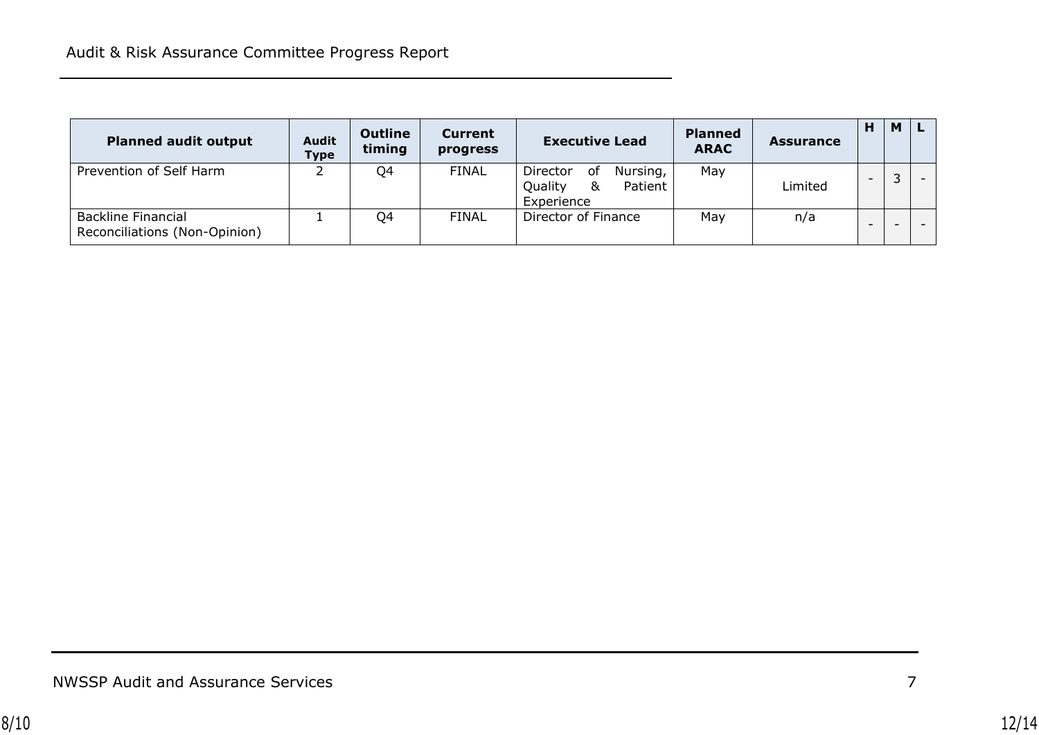| Planned audit output | Audit Type | Outline timing | Current progress | Executive Lead | Planned ARAC | Assurance | H | M | L |
|---|---|---|---|---|---|---|---|---|---|
| Prevention of Self Harm | 2 | Q4 | FINAL | Director of Nursing, Quality & Patient Experience | May | Limited | - | 3 | - |
| Backline Financial Reconciliations (Non-Opinion) | 1 | Q4 | FINAL | Director of Finance | May | n/a | - | - | - |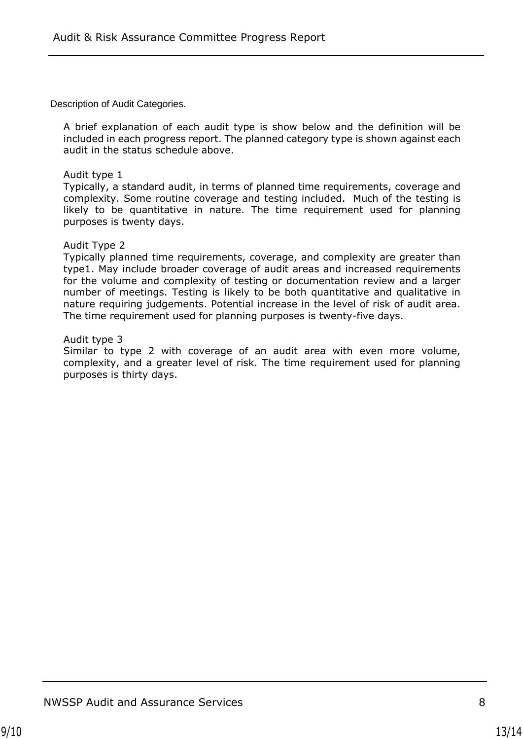## Description of Audit Categories.

A brief explanation of each audit type is show below and the definition will be included in each progress report. The planned category type is shown against each audit in the status schedule above.

Audit type 1
Typically, a standard audit, in terms of planned time requirements, coverage and complexity. Some routine coverage and testing included. Much of the testing is likely to be quantitative in nature. The time requirement used for planning purposes is twenty days.

Audit Type 2
Typically planned time requirements, coverage, and complexity are greater than type1. May include broader coverage of audit areas and increased requirements for the volume and complexity of testing or documentation review and a larger number of meetings. Testing is likely to be both quantitative and qualitative in nature requiring judgements. Potential increase in the level of risk of audit area. The time requirement used for planning purposes is twenty-five days.

Audit type 3
Similar to type 2 with coverage of an audit area with even more volume, complexity, and a greater level of risk. The time requirement used for planning purposes is thirty days.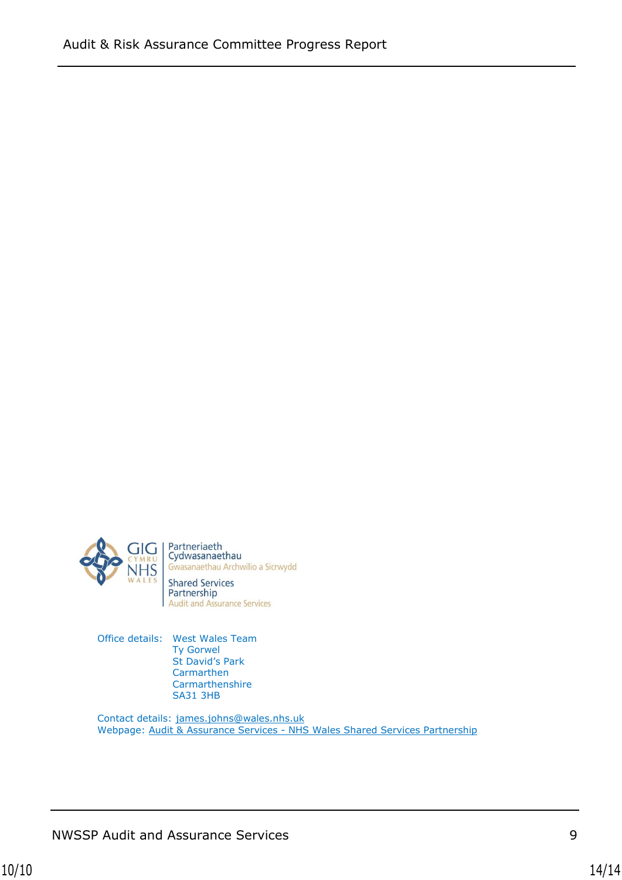Partneriaeth Cydwasanaethau
Gwasanaethau Archwilio a Sicrwydd

Shared Services Partnership
Audit and Assurance Services

Office details: West Wales Team
Ty Gorwel
St David's Park
Carmarthen
Carmarthenshire
SA31 3HB

Contact details: james.johns@wales.nhs.uk
Webpage: Audit & Assurance Services - NHS Wales Shared Services Partnership